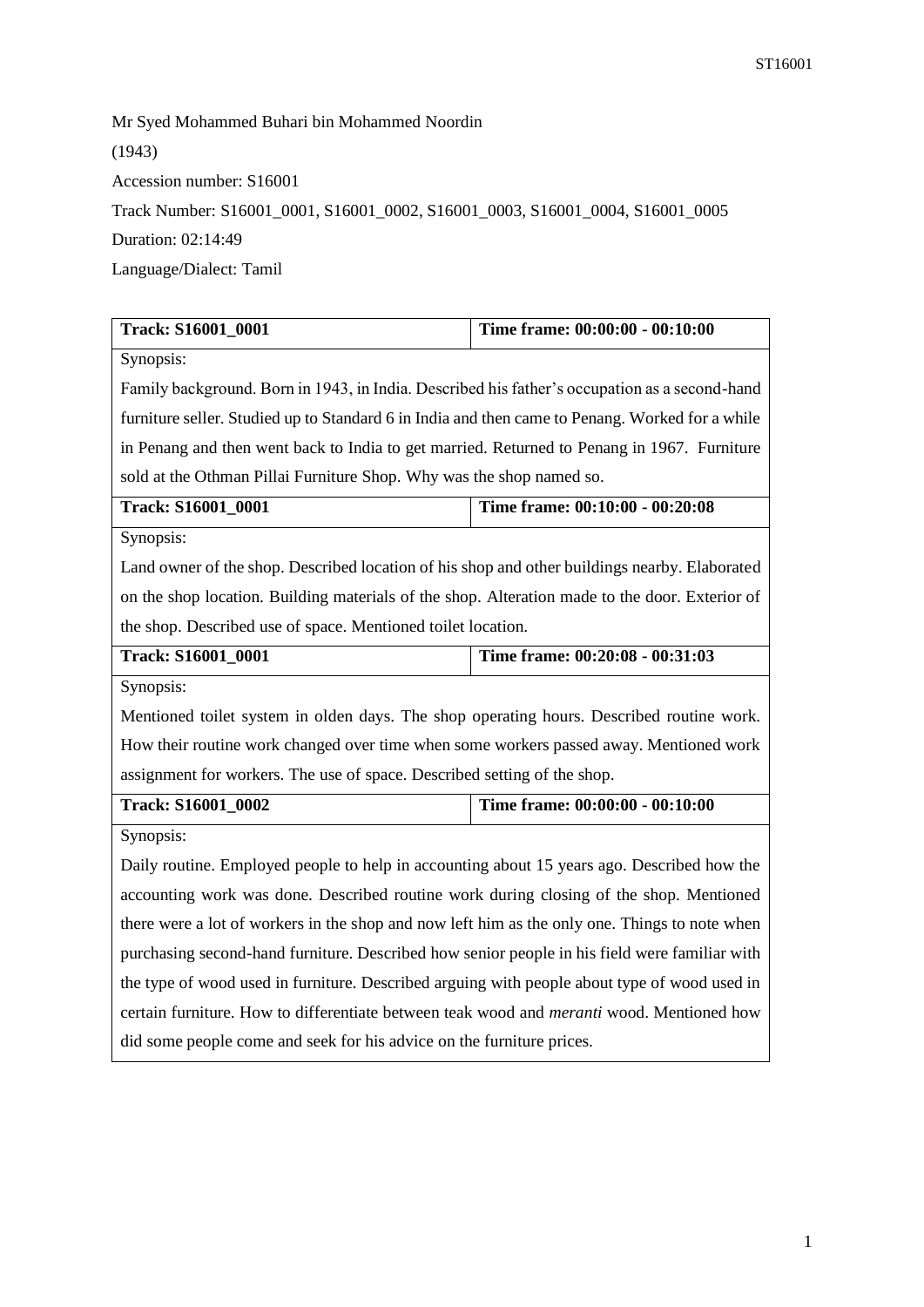Mr Syed Mohammed Buhari bin Mohammed Noordin

(1943)

Accession number: S16001

Track Number: S16001_0001, S16001_0002, S16001_0003, S16001_0004, S16001_0005

Duration: 02:14:49

Language/Dialect: Tamil

| **Track: S16001_0001** | **Time frame: 00:00:00 - 00:10:00** |
|---|---|
| Synopsis: | |
| Family background. Born in 1943, in India. Described his father's occupation as a second-hand furniture seller. Studied up to Standard 6 in India and then came to Penang. Worked for a while in Penang and then went back to India to get married. Returned to Penang in 1967. Furniture sold at the Othman Pillai Furniture Shop. Why was the shop named so. | |
| **Track: S16001_0001** | **Time frame: 00:10:00 - 00:20:08** |
| Synopsis: | |
| Land owner of the shop. Described location of his shop and other buildings nearby. Elaborated on the shop location. Building materials of the shop. Alteration made to the door. Exterior of the shop. Described use of space. Mentioned toilet location. | |
| **Track: S16001_0001** | **Time frame: 00:20:08 - 00:31:03** |
| Synopsis: | |
| Mentioned toilet system in olden days. The shop operating hours. Described routine work. How their routine work changed over time when some workers passed away. Mentioned work assignment for workers. The use of space. Described setting of the shop. | |
| **Track: S16001_0002** | **Time frame: 00:00:00 - 00:10:00** |
| Synopsis: | |
| Daily routine. Employed people to help in accounting about 15 years ago. Described how the accounting work was done. Described routine work during closing of the shop. Mentioned there were a lot of workers in the shop and now left him as the only one. Things to note when purchasing second-hand furniture. Described how senior people in his field were familiar with the type of wood used in furniture. Described arguing with people about type of wood used in certain furniture. How to differentiate between teak wood and *meranti* wood. Mentioned how did some people come and seek for his advice on the furniture prices. | |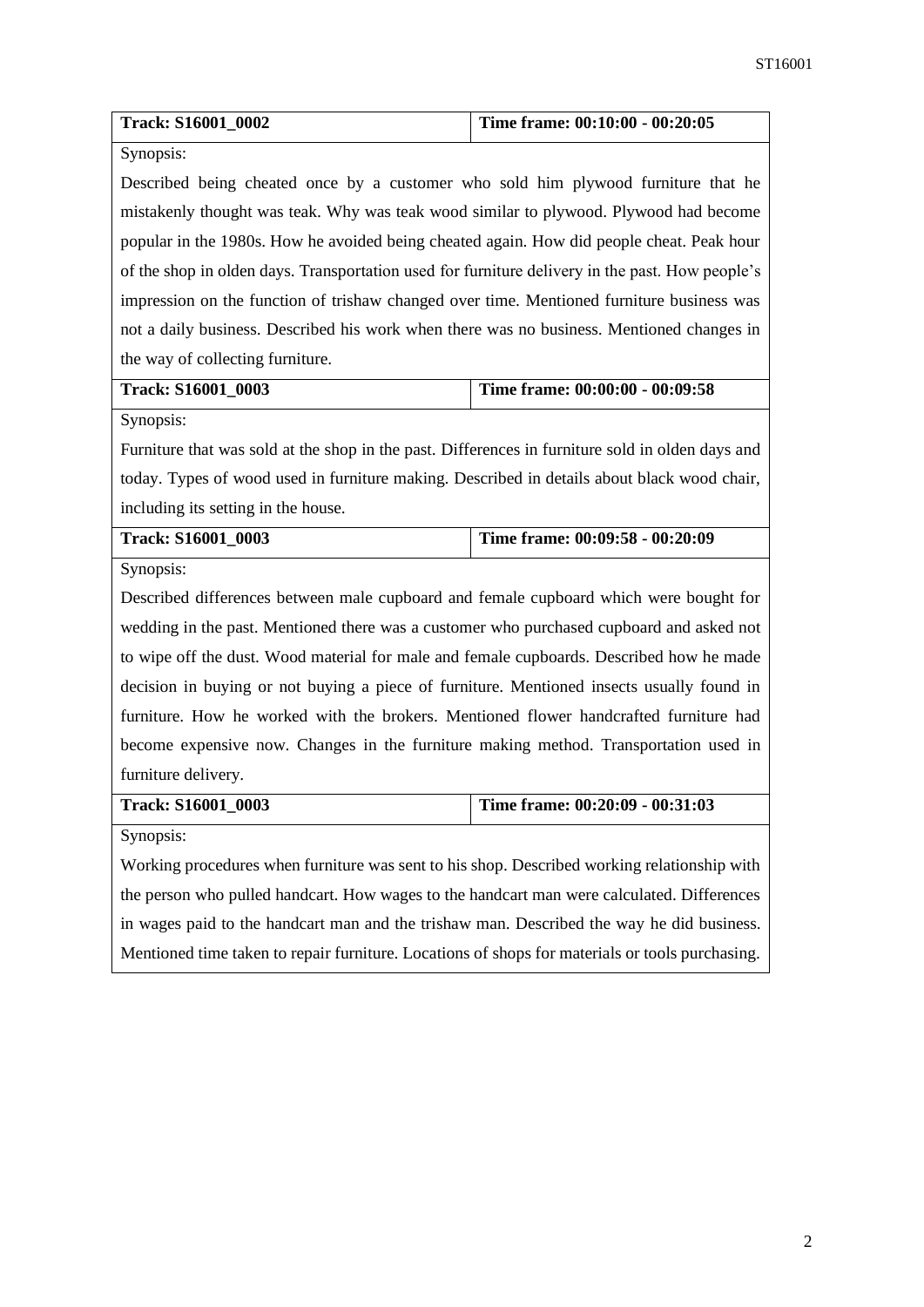| Track: S16001_0002 | Time frame: 00:10:00 - 00:20:05 |
|---|---|
| Synopsis: | |
| Described being cheated once by a customer who sold him plywood furniture that he mistakenly thought was teak. Why was teak wood similar to plywood. Plywood had become popular in the 1980s. How he avoided being cheated again. How did people cheat. Peak hour of the shop in olden days. Transportation used for furniture delivery in the past. How people's impression on the function of trishaw changed over time. Mentioned furniture business was not a daily business. Described his work when there was no business. Mentioned changes in the way of collecting furniture. | |
| **Track: S16001_0003** | **Time frame: 00:00:00 - 00:09:58** |
| Synopsis: | |
| Furniture that was sold at the shop in the past. Differences in furniture sold in olden days and today. Types of wood used in furniture making. Described in details about black wood chair, including its setting in the house. | |
| **Track: S16001_0003** | **Time frame: 00:09:58 - 00:20:09** |
| Synopsis: | |
| Described differences between male cupboard and female cupboard which were bought for wedding in the past. Mentioned there was a customer who purchased cupboard and asked not to wipe off the dust. Wood material for male and female cupboards. Described how he made decision in buying or not buying a piece of furniture. Mentioned insects usually found in furniture. How he worked with the brokers. Mentioned flower handcrafted furniture had become expensive now. Changes in the furniture making method. Transportation used in furniture delivery. | |
| **Track: S16001_0003** | **Time frame: 00:20:09 - 00:31:03** |
| Synopsis: | |
| Working procedures when furniture was sent to his shop. Described working relationship with the person who pulled handcart. How wages to the handcart man were calculated. Differences in wages paid to the handcart man and the trishaw man. Described the way he did business. Mentioned time taken to repair furniture. Locations of shops for materials or tools purchasing. | |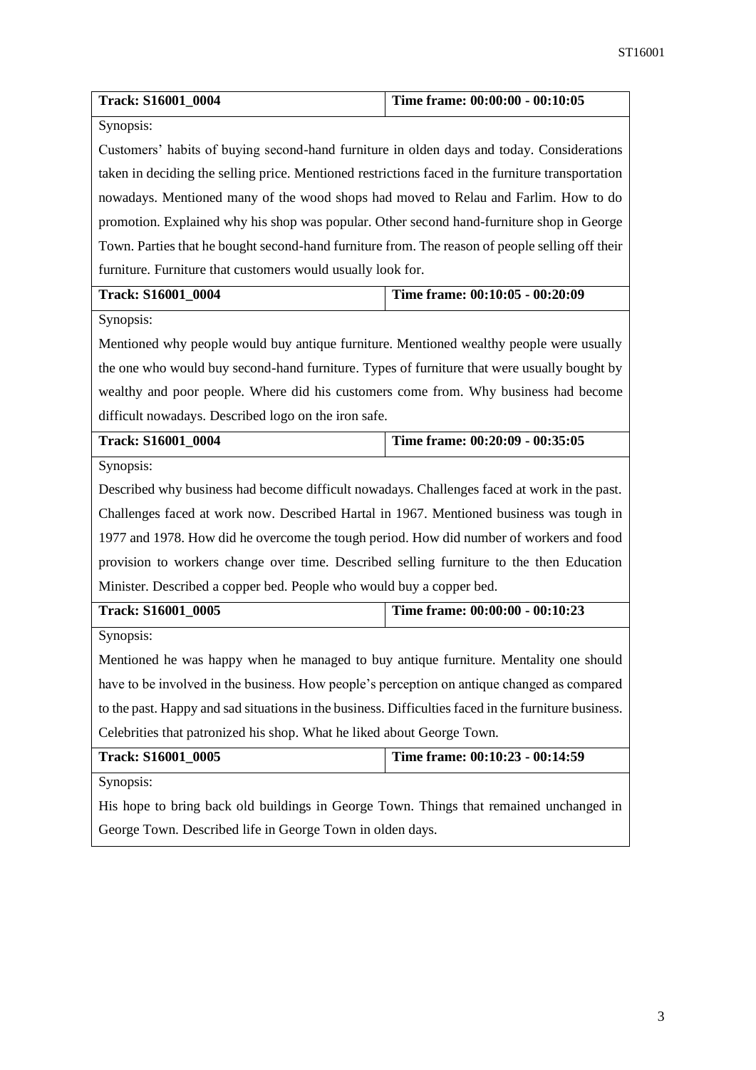| **Track: S16001_0004** | **Time frame: 00:00:00 - 00:10:05** |
|---|---|

Synopsis:

Customers' habits of buying second-hand furniture in olden days and today. Considerations taken in deciding the selling price. Mentioned restrictions faced in the furniture transportation nowadays. Mentioned many of the wood shops had moved to Relau and Farlim. How to do promotion. Explained why his shop was popular. Other second hand-furniture shop in George Town. Parties that he bought second-hand furniture from. The reason of people selling off their furniture. Furniture that customers would usually look for.

| **Track: S16001_0004** | **Time frame: 00:10:05 - 00:20:09** |
|---|---|

Synopsis:

Mentioned why people would buy antique furniture. Mentioned wealthy people were usually the one who would buy second-hand furniture. Types of furniture that were usually bought by wealthy and poor people. Where did his customers come from. Why business had become difficult nowadays. Described logo on the iron safe.

| **Track: S16001_0004** | **Time frame: 00:20:09 - 00:35:05** |
|---|---|

Synopsis:

Described why business had become difficult nowadays. Challenges faced at work in the past. Challenges faced at work now. Described Hartal in 1967. Mentioned business was tough in 1977 and 1978. How did he overcome the tough period. How did number of workers and food provision to workers change over time. Described selling furniture to the then Education Minister. Described a copper bed. People who would buy a copper bed.

| **Track: S16001_0005** | **Time frame: 00:00:00 - 00:10:23** |
|---|---|

Synopsis:

Mentioned he was happy when he managed to buy antique furniture. Mentality one should have to be involved in the business. How people's perception on antique changed as compared to the past. Happy and sad situations in the business. Difficulties faced in the furniture business. Celebrities that patronized his shop. What he liked about George Town.

| **Track: S16001_0005** | **Time frame: 00:10:23 - 00:14:59** |
|---|---|

Synopsis:

His hope to bring back old buildings in George Town. Things that remained unchanged in George Town. Described life in George Town in olden days.